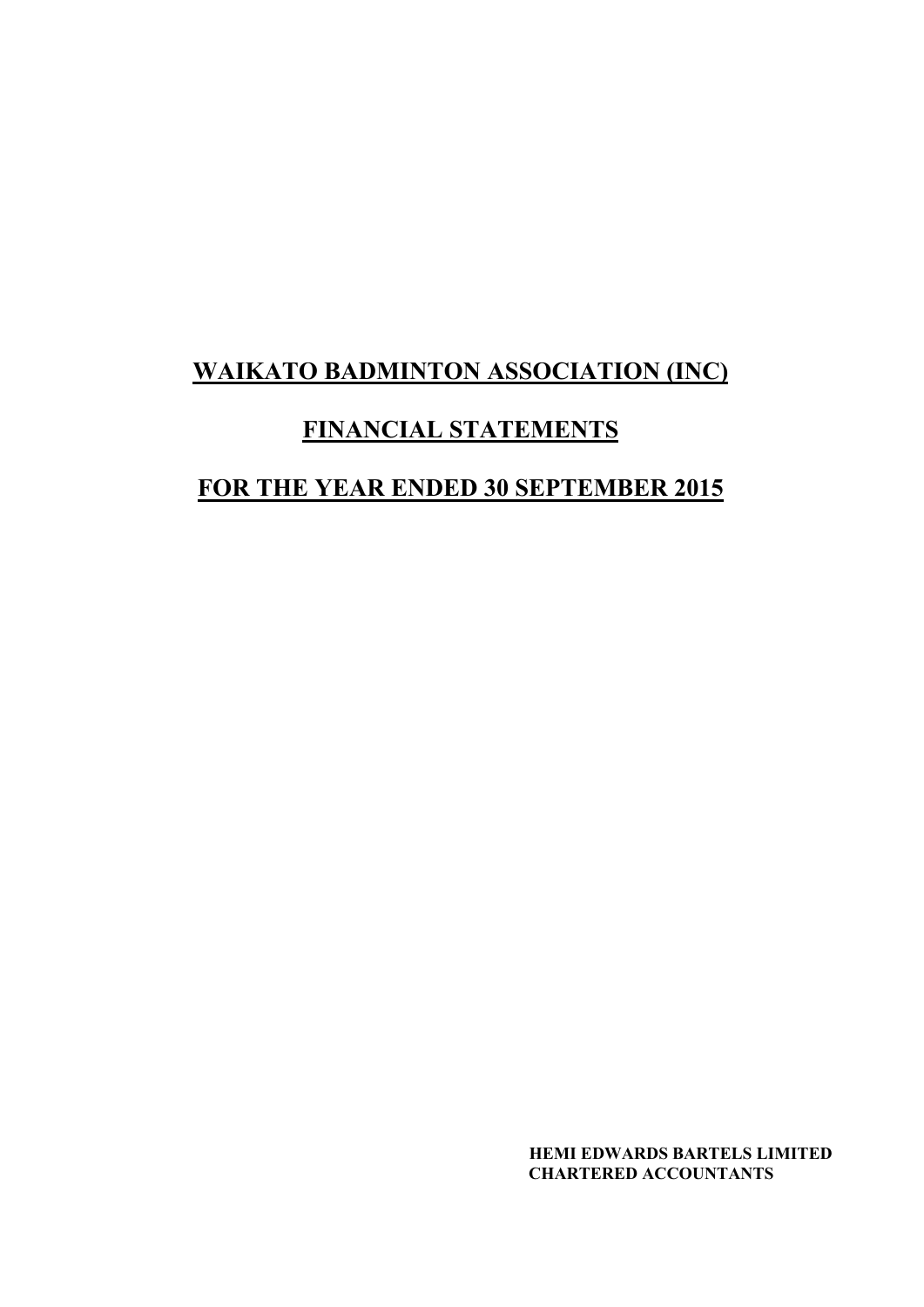# WAIKATO BADMINTON ASSOCIATION (INC)

# FINANCIAL STATEMENTS

# FOR THE YEAR ENDED 30 SEPTEMBER 2015

**HEMI EDWARDS BARTELS LIMITED**
**CHARTERED ACCOUNTANTS**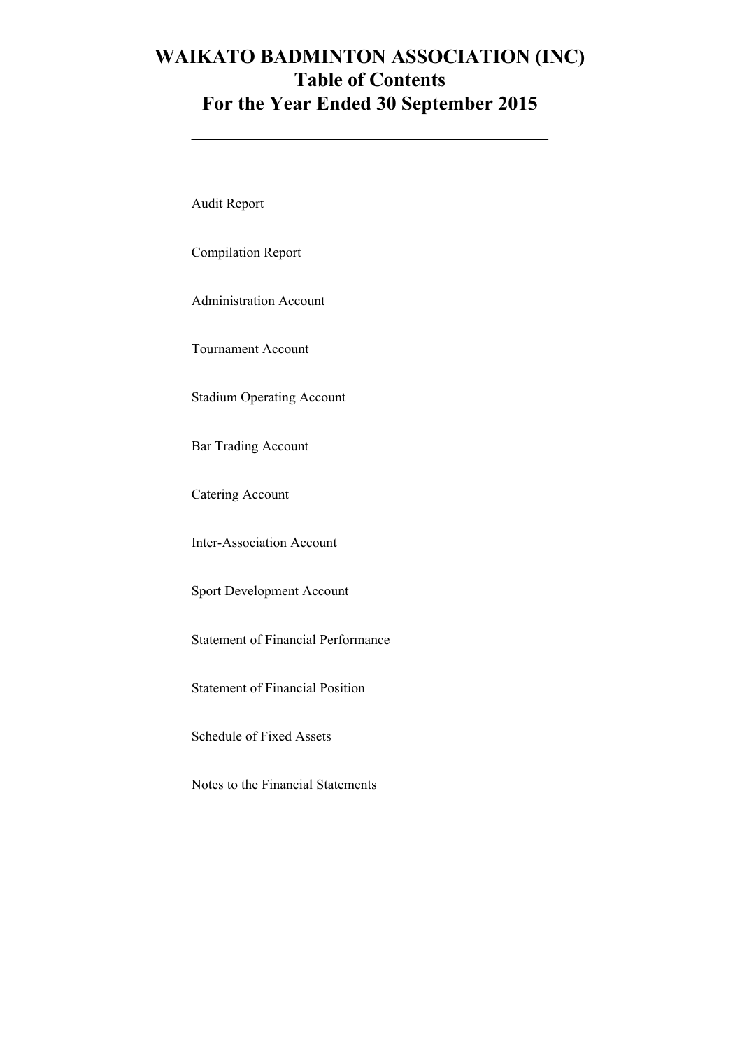# WAIKATO BADMINTON ASSOCIATION (INC)
# Table of Contents
# For the Year Ended 30 September 2015

---

Audit Report

Compilation Report

Administration Account

Tournament Account

Stadium Operating Account

Bar Trading Account

Catering Account

Inter-Association Account

Sport Development Account

Statement of Financial Performance

Statement of Financial Position

Schedule of Fixed Assets

Notes to the Financial Statements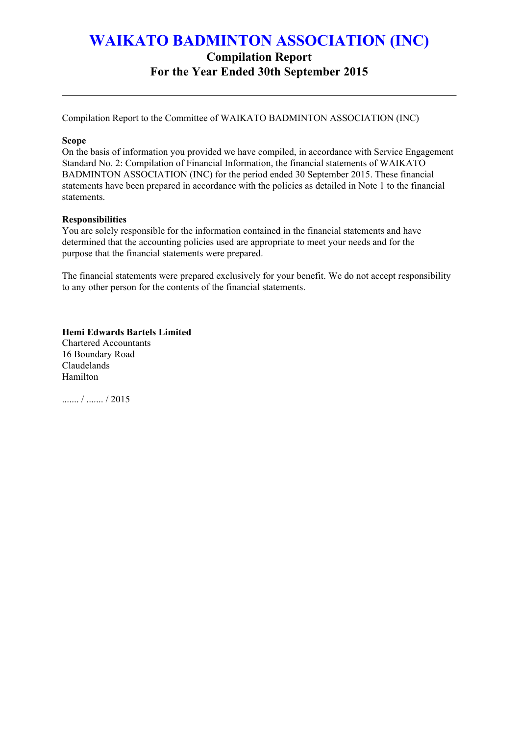# WAIKATO BADMINTON ASSOCIATION (INC)

## Compilation Report

## For the Year Ended 30th September 2015

---

Compilation Report to the Committee of WAIKATO BADMINTON ASSOCIATION (INC)

**Scope**

On the basis of information you provided we have compiled, in accordance with Service Engagement Standard No. 2: Compilation of Financial Information, the financial statements of WAIKATO BADMINTON ASSOCIATION (INC) for the period ended 30 September 2015. These financial statements have been prepared in accordance with the policies as detailed in Note 1 to the financial statements.

**Responsibilities**

You are solely responsible for the information contained in the financial statements and have determined that the accounting policies used are appropriate to meet your needs and for the purpose that the financial statements were prepared.

The financial statements were prepared exclusively for your benefit. We do not accept responsibility to any other person for the contents of the financial statements.

**Hemi Edwards Bartels Limited**
Chartered Accountants
16 Boundary Road
Claudelands
Hamilton

....... / ....... / 2015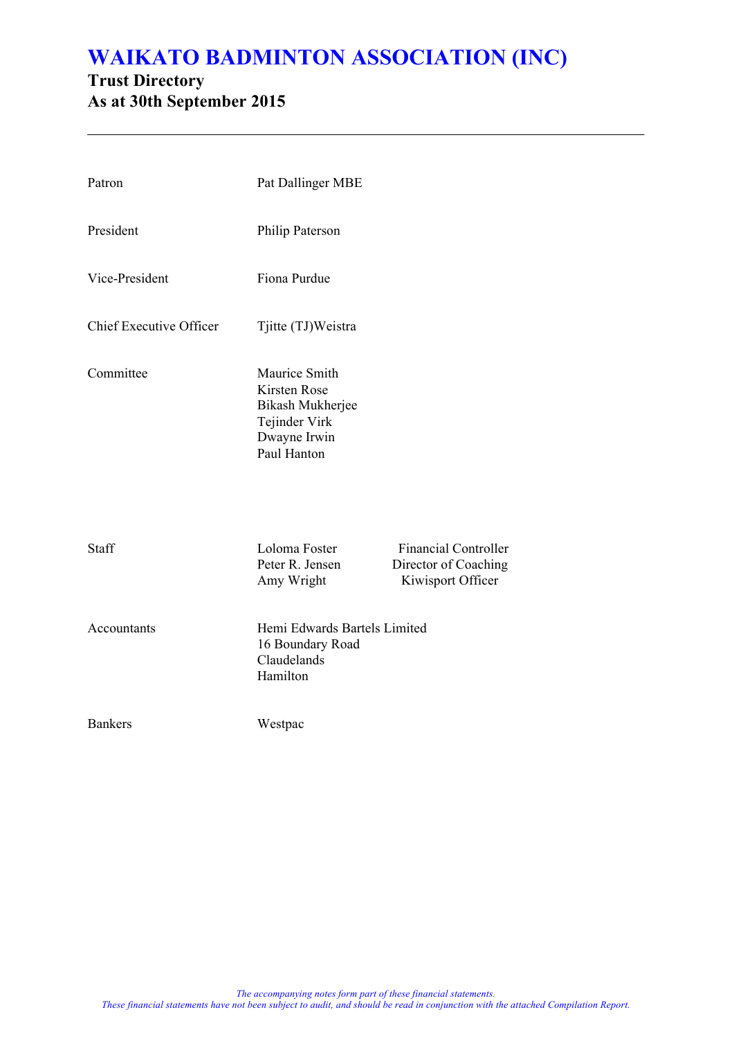# WAIKATO BADMINTON ASSOCIATION (INC)

## Trust Directory
## As at 30th September 2015

| | |
|---|---|
| Patron | Pat Dallinger MBE |
| President | Philip Paterson |
| Vice-President | Fiona Purdue |
| Chief Executive Officer | Tjitte (TJ)Weistra |
| Committee | Maurice Smith<br>Kirsten Rose<br>Bikash Mukherjee<br>Tejinder Virk<br>Dwayne Irwin<br>Paul Hanton |

| | | |
|---|---|---|
| Staff | Loloma Foster | Financial Controller |
| | Peter R. Jensen | Director of Coaching |
| | Amy Wright | Kiwisport Officer |

| | |
|---|---|
| Accountants | Hemi Edwards Bartels Limited<br>16 Boundary Road<br>Claudelands<br>Hamilton |
| Bankers | Westpac |

*The accompanying notes form part of these financial statements.*
*These financial statements have not been subject to audit, and should be read in conjunction with the attached Compilation Report.*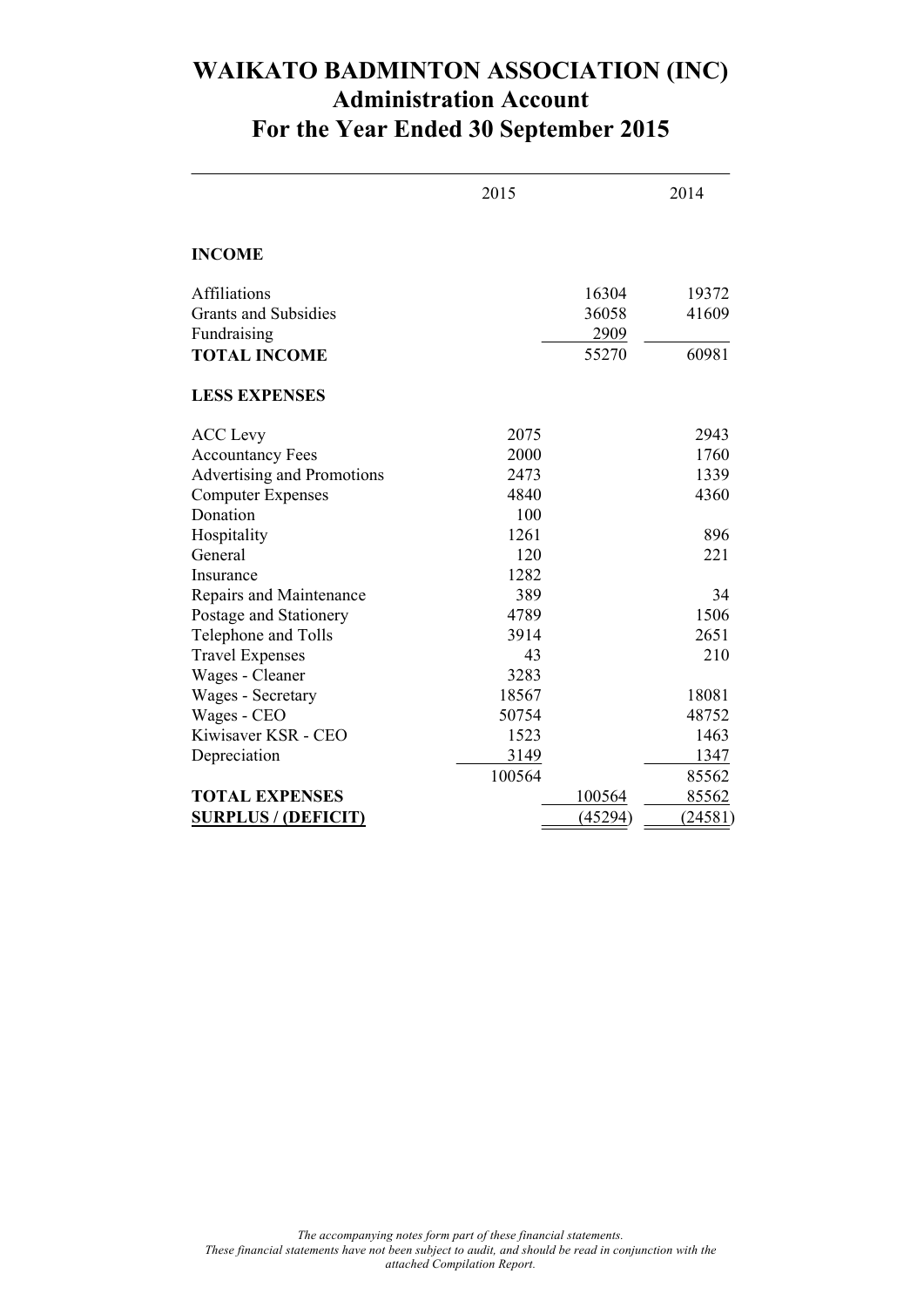# WAIKATO BADMINTON ASSOCIATION (INC)
## Administration Account
## For the Year Ended 30 September 2015

| | 2015 | | 2014 |
|---|---|---|---|
| **INCOME** | | | |
| Affiliations | | 16304 | 19372 |
| Grants and Subsidies | | 36058 | 41609 |
| Fundraising | | 2909 | |
| **TOTAL INCOME** | | 55270 | 60981 |
| **LESS EXPENSES** | | | |
| ACC Levy | 2075 | | 2943 |
| Accountancy Fees | 2000 | | 1760 |
| Advertising and Promotions | 2473 | | 1339 |
| Computer Expenses | 4840 | | 4360 |
| Donation | 100 | | |
| Hospitality | 1261 | | 896 |
| General | 120 | | 221 |
| Insurance | 1282 | | |
| Repairs and Maintenance | 389 | | 34 |
| Postage and Stationery | 4789 | | 1506 |
| Telephone and Tolls | 3914 | | 2651 |
| Travel Expenses | 43 | | 210 |
| Wages - Cleaner | 3283 | | |
| Wages - Secretary | 18567 | | 18081 |
| Wages - CEO | 50754 | | 48752 |
| Kiwisaver KSR - CEO | 1523 | | 1463 |
| Depreciation | 3149 | | 1347 |
| | 100564 | | 85562 |
| **TOTAL EXPENSES** | | 100564 | 85562 |
| **SURPLUS / (DEFICIT)** | | (45294) | (24581) |

*The accompanying notes form part of these financial statements.*
*These financial statements have not been subject to audit, and should be read in conjunction with the attached Compilation Report.*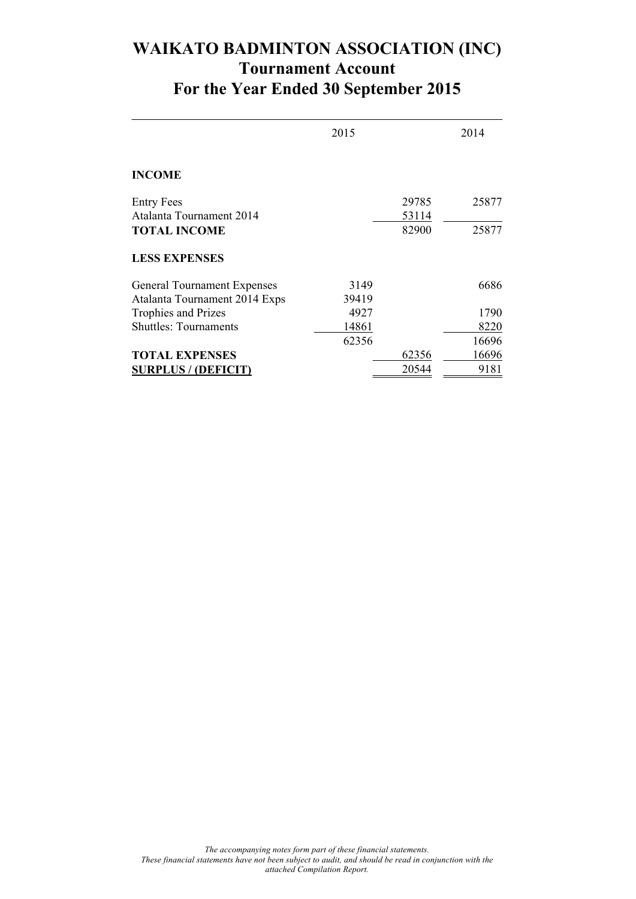# WAIKATO BADMINTON ASSOCIATION (INC)
## Tournament Account
## For the Year Ended 30 September 2015

| | 2015 | | 2014 |
|---|---|---|---|
| **INCOME** | | | |
| Entry Fees | | 29785 | 25877 |
| Atalanta Tournament 2014 | | 53114 | |
| **TOTAL INCOME** | | 82900 | 25877 |
| **LESS EXPENSES** | | | |
| General Tournament Expenses | 3149 | | 6686 |
| Atalanta Tournament 2014 Exps | 39419 | | |
| Trophies and Prizes | 4927 | | 1790 |
| Shuttles: Tournaments | 14861 | | 8220 |
| | 62356 | | 16696 |
| **TOTAL EXPENSES** | | 62356 | 16696 |
| **SURPLUS / (DEFICIT)** | | 20544 | 9181 |

*The accompanying notes form part of these financial statements.*
*These financial statements have not been subject to audit, and should be read in conjunction with the attached Compilation Report.*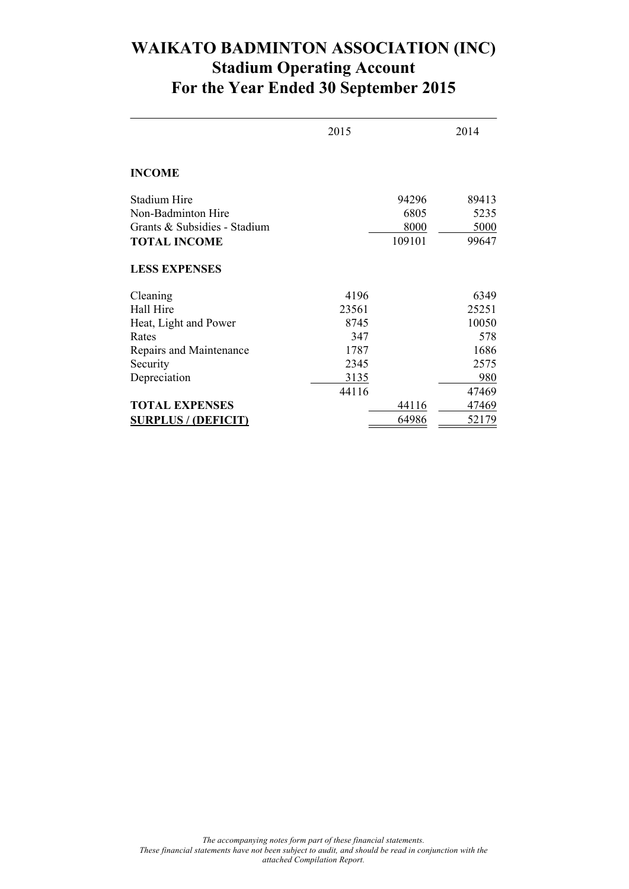# WAIKATO BADMINTON ASSOCIATION (INC)
## Stadium Operating Account
## For the Year Ended 30 September 2015

| | 2015 | | 2014 |
|---|---|---|---|
| **INCOME** | | | |
| Stadium Hire | | 94296 | 89413 |
| Non-Badminton Hire | | 6805 | 5235 |
| Grants & Subsidies - Stadium | | 8000 | 5000 |
| **TOTAL INCOME** | | 109101 | 99647 |
| **LESS EXPENSES** | | | |
| Cleaning | 4196 | | 6349 |
| Hall Hire | 23561 | | 25251 |
| Heat, Light and Power | 8745 | | 10050 |
| Rates | 347 | | 578 |
| Repairs and Maintenance | 1787 | | 1686 |
| Security | 2345 | | 2575 |
| Depreciation | 3135 | | 980 |
| | 44116 | | 47469 |
| **TOTAL EXPENSES** | | 44116 | 47469 |
| **SURPLUS / (DEFICIT)** | | 64986 | 52179 |

*The accompanying notes form part of these financial statements.*
*These financial statements have not been subject to audit, and should be read in conjunction with the attached Compilation Report.*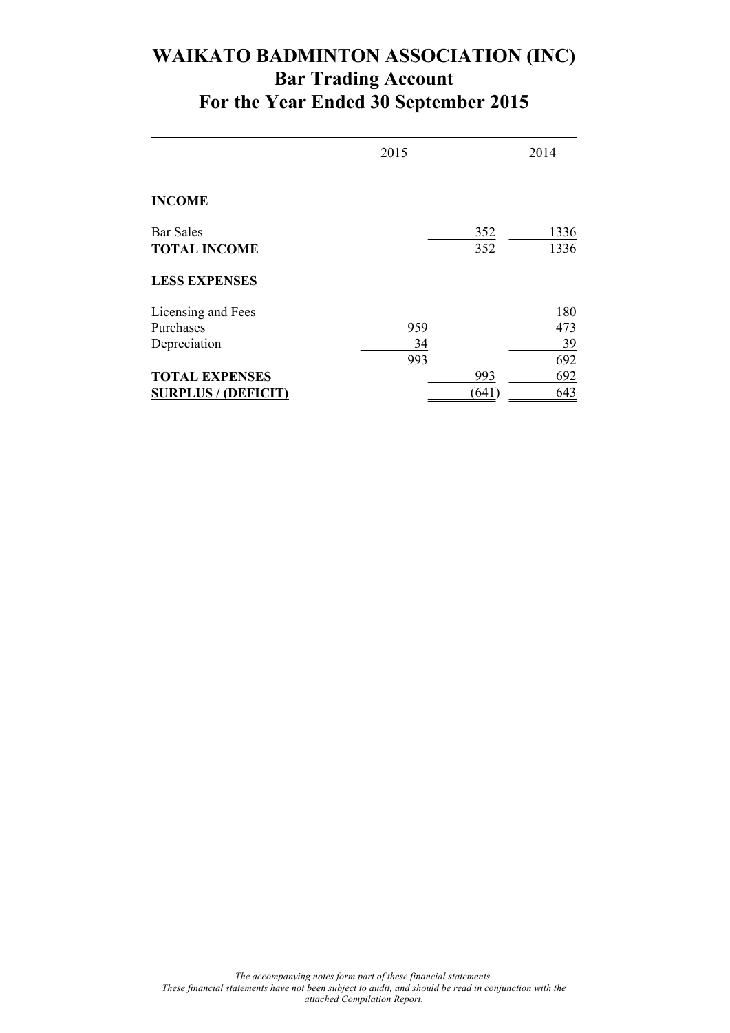# WAIKATO BADMINTON ASSOCIATION (INC)
## Bar Trading Account
## For the Year Ended 30 September 2015

| | 2015 | | 2014 |
|---|---|---|---|
| **INCOME** | | | |
| Bar Sales | | 352 | 1336 |
| **TOTAL INCOME** | | 352 | 1336 |
| **LESS EXPENSES** | | | |
| Licensing and Fees | | | 180 |
| Purchases | 959 | | 473 |
| Depreciation | 34 | | 39 |
| | 993 | | 692 |
| **TOTAL EXPENSES** | | 993 | 692 |
| **SURPLUS / (DEFICIT)** | | (641) | 643 |

*The accompanying notes form part of these financial statements.*
*These financial statements have not been subject to audit, and should be read in conjunction with the attached Compilation Report.*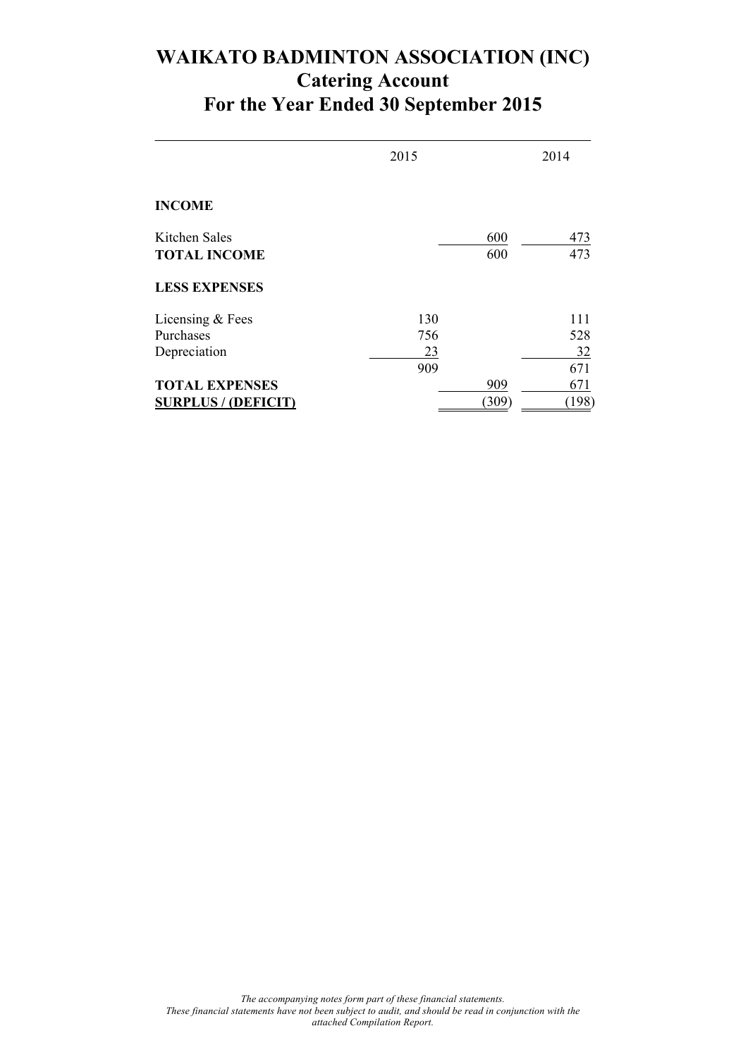# WAIKATO BADMINTON ASSOCIATION (INC)
## Catering Account
## For the Year Ended 30 September 2015

| | 2015 | | 2014 |
|---|---|---|---|
| **INCOME** | | | |
| Kitchen Sales | | 600 | 473 |
| **TOTAL INCOME** | | 600 | 473 |
| **LESS EXPENSES** | | | |
| Licensing & Fees | 130 | | 111 |
| Purchases | 756 | | 528 |
| Depreciation | 23 | | 32 |
| | 909 | | 671 |
| **TOTAL EXPENSES** | | 909 | 671 |
| **SURPLUS / (DEFICIT)** | | (309) | (198) |

*The accompanying notes form part of these financial statements.*
*These financial statements have not been subject to audit, and should be read in conjunction with the attached Compilation Report.*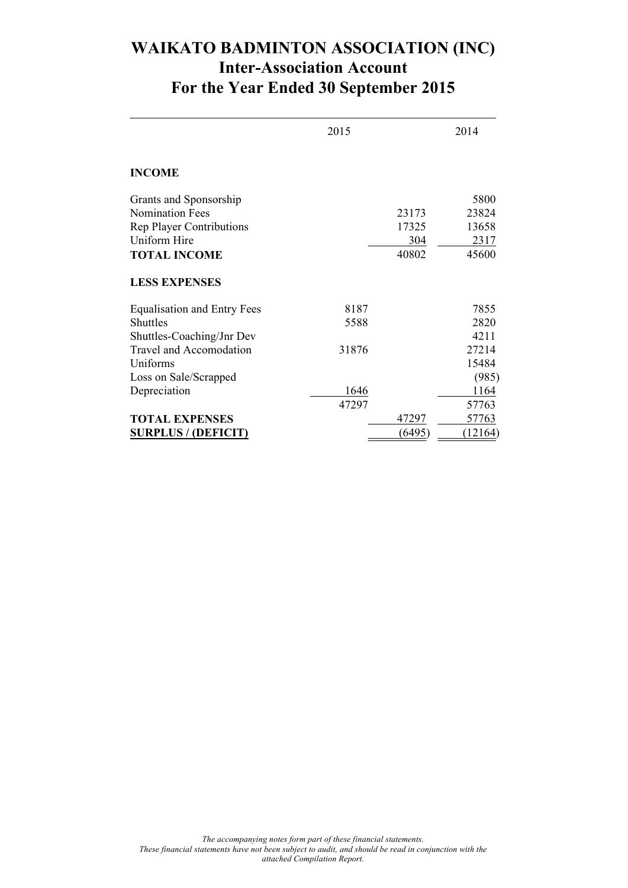# WAIKATO BADMINTON ASSOCIATION (INC)
## Inter-Association Account
## For the Year Ended 30 September 2015

| | 2015 | | 2014 |
|---|---|---|---|
| **INCOME** | | | |
| Grants and Sponsorship | | | 5800 |
| Nomination Fees | | 23173 | 23824 |
| Rep Player Contributions | | 17325 | 13658 |
| Uniform Hire | | 304 | 2317 |
| **TOTAL INCOME** | | 40802 | 45600 |
| **LESS EXPENSES** | | | |
| Equalisation and Entry Fees | 8187 | | 7855 |
| Shuttles | 5588 | | 2820 |
| Shuttles-Coaching/Jnr Dev | | | 4211 |
| Travel and Accomodation | 31876 | | 27214 |
| Uniforms | | | 15484 |
| Loss on Sale/Scrapped | | | (985) |
| Depreciation | 1646 | | 1164 |
| | 47297 | | 57763 |
| **TOTAL EXPENSES** | | 47297 | 57763 |
| **SURPLUS / (DEFICIT)** | | (6495) | (12164) |

*The accompanying notes form part of these financial statements.*
*These financial statements have not been subject to audit, and should be read in conjunction with the attached Compilation Report.*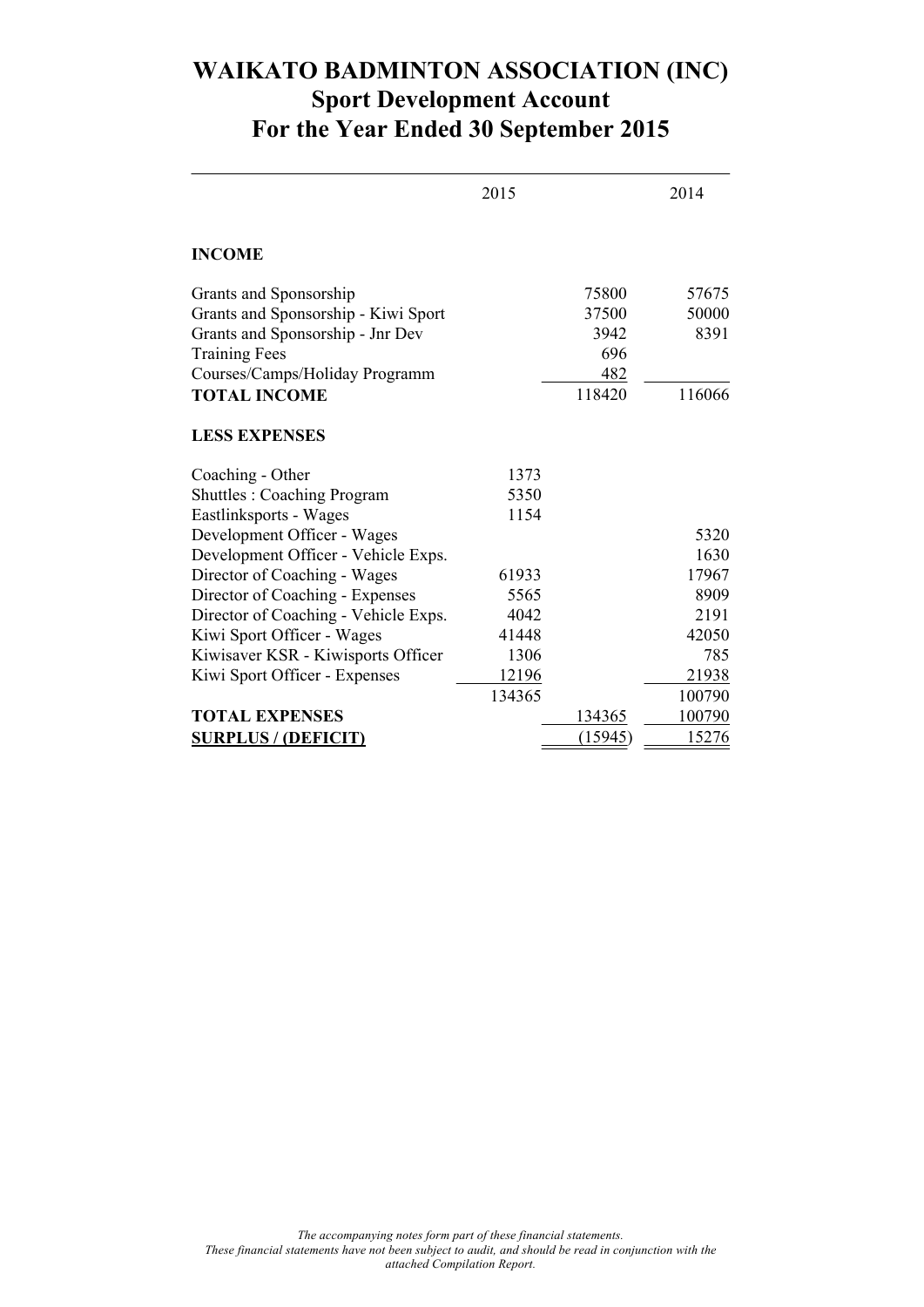# WAIKATO BADMINTON ASSOCIATION (INC)
## Sport Development Account
## For the Year Ended 30 September 2015

| | 2015 | | 2014 |
|---|---|---|---|
| **INCOME** | | | |
| Grants and Sponsorship | | 75800 | 57675 |
| Grants and Sponsorship - Kiwi Sport | | 37500 | 50000 |
| Grants and Sponsorship - Jnr Dev | | 3942 | 8391 |
| Training Fees | | 696 | |
| Courses/Camps/Holiday Programm | | 482 | |
| **TOTAL INCOME** | | 118420 | 116066 |
| **LESS EXPENSES** | | | |
| Coaching - Other | 1373 | | |
| Shuttles : Coaching Program | 5350 | | |
| Eastlinksports - Wages | 1154 | | |
| Development Officer - Wages | | | 5320 |
| Development Officer - Vehicle Exps. | | | 1630 |
| Director of Coaching - Wages | 61933 | | 17967 |
| Director of Coaching - Expenses | 5565 | | 8909 |
| Director of Coaching - Vehicle Exps. | 4042 | | 2191 |
| Kiwi Sport Officer - Wages | 41448 | | 42050 |
| Kiwisaver KSR - Kiwisports Officer | 1306 | | 785 |
| Kiwi Sport Officer - Expenses | 12196 | | 21938 |
| | 134365 | | 100790 |
| **TOTAL EXPENSES** | | 134365 | 100790 |
| **SURPLUS / (DEFICIT)** | | (15945) | 15276 |

*The accompanying notes form part of these financial statements.*
*These financial statements have not been subject to audit, and should be read in conjunction with the attached Compilation Report.*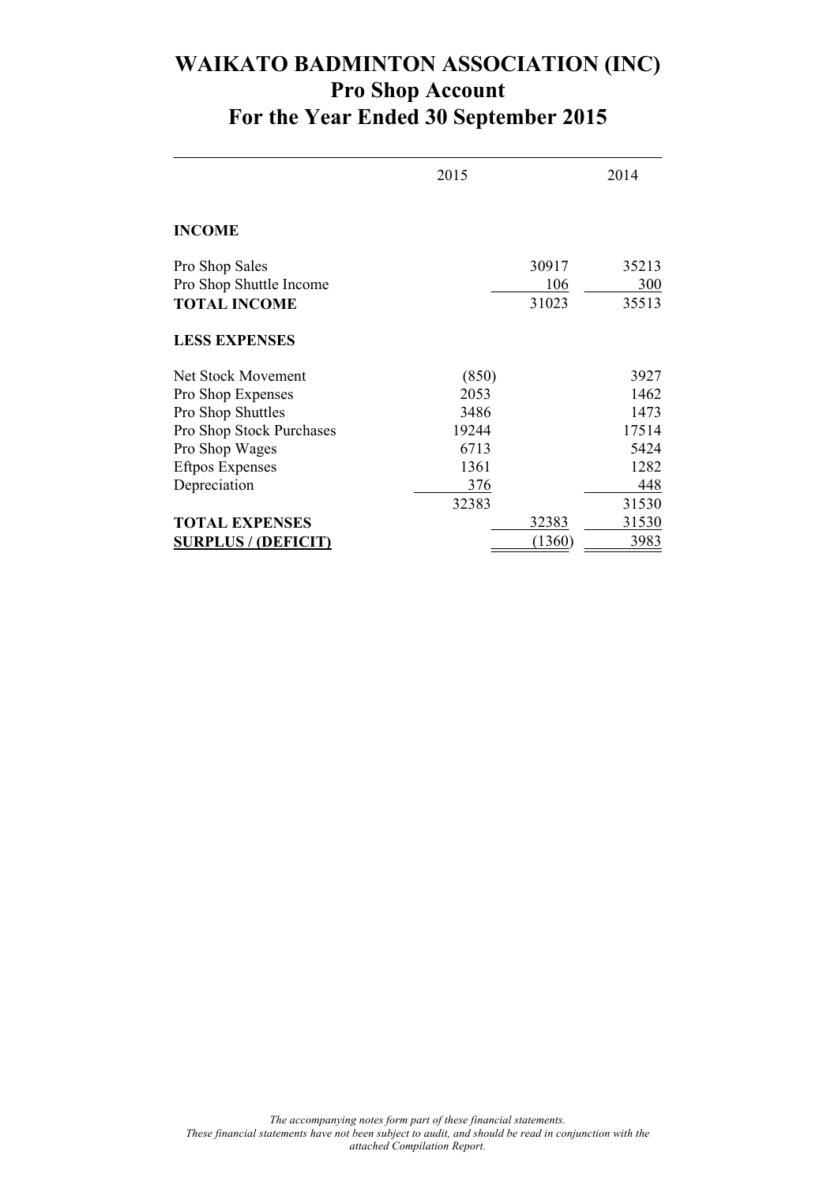# WAIKATO BADMINTON ASSOCIATION (INC)
## Pro Shop Account
## For the Year Ended 30 September 2015

| | 2015 | | 2014 |
|---|---|---|---|
| **INCOME** | | | |
| Pro Shop Sales | | 30917 | 35213 |
| Pro Shop Shuttle Income | | 106 | 300 |
| **TOTAL INCOME** | | 31023 | 35513 |
| **LESS EXPENSES** | | | |
| Net Stock Movement | (850) | | 3927 |
| Pro Shop Expenses | 2053 | | 1462 |
| Pro Shop Shuttles | 3486 | | 1473 |
| Pro Shop Stock Purchases | 19244 | | 17514 |
| Pro Shop Wages | 6713 | | 5424 |
| Eftpos Expenses | 1361 | | 1282 |
| Depreciation | 376 | | 448 |
| | 32383 | | 31530 |
| **TOTAL EXPENSES** | | 32383 | 31530 |
| **SURPLUS / (DEFICIT)** | | (1360) | 3983 |

*The accompanying notes form part of these financial statements.*
*These financial statements have not been subject to audit, and should be read in conjunction with the attached Compilation Report.*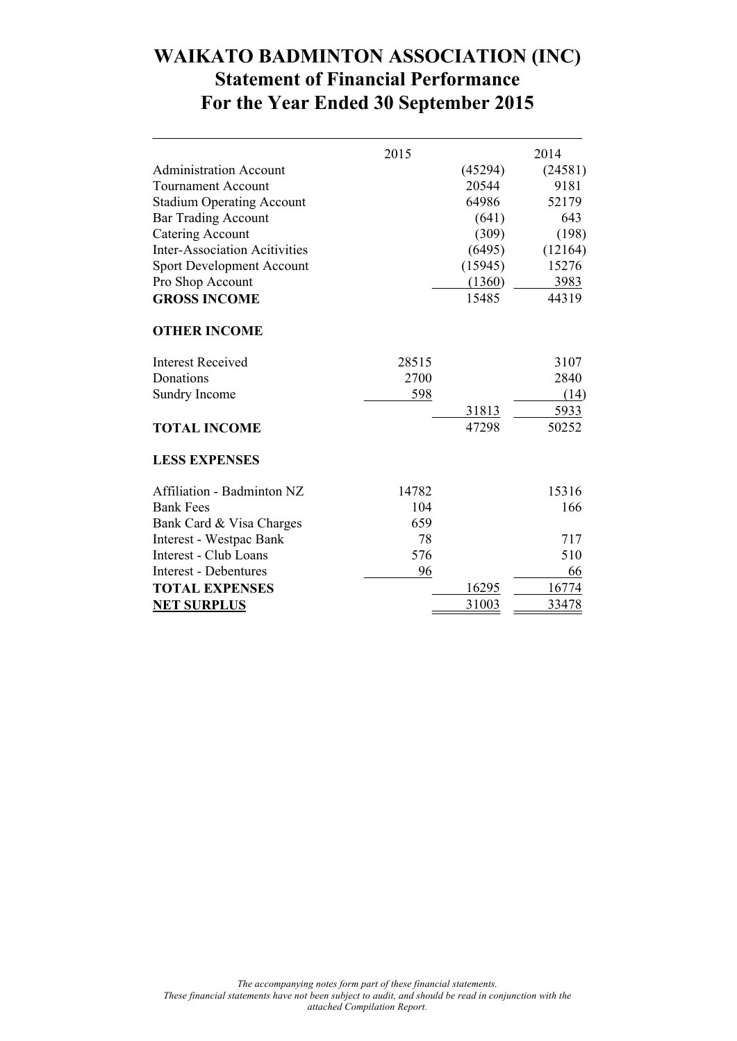# WAIKATO BADMINTON ASSOCIATION (INC)
## Statement of Financial Performance
## For the Year Ended 30 September 2015

| | 2015 | | 2014 |
|---|---|---|---|
| Administration Account | | (45294) | (24581) |
| Tournament Account | | 20544 | 9181 |
| Stadium Operating Account | | 64986 | 52179 |
| Bar Trading Account | | (641) | 643 |
| Catering Account | | (309) | (198) |
| Inter-Association Acitivities | | (6495) | (12164) |
| Sport Development Account | | (15945) | 15276 |
| Pro Shop Account | | (1360) | 3983 |
| **GROSS INCOME** | | 15485 | 44319 |
| | | | |
| **OTHER INCOME** | | | |
| | | | |
| Interest Received | 28515 | | 3107 |
| Donations | 2700 | | 2840 |
| Sundry Income | 598 | | (14) |
| | | 31813 | 5933 |
| **TOTAL INCOME** | | 47298 | 50252 |
| | | | |
| **LESS EXPENSES** | | | |
| | | | |
| Affiliation - Badminton NZ | 14782 | | 15316 |
| Bank Fees | 104 | | 166 |
| Bank Card & Visa Charges | 659 | | |
| Interest - Westpac Bank | 78 | | 717 |
| Interest - Club Loans | 576 | | 510 |
| Interest - Debentures | 96 | | 66 |
| **TOTAL EXPENSES** | | 16295 | 16774 |
| **NET SURPLUS** | | 31003 | 33478 |

*The accompanying notes form part of these financial statements.*
*These financial statements have not been subject to audit, and should be read in conjunction with the attached Compilation Report.*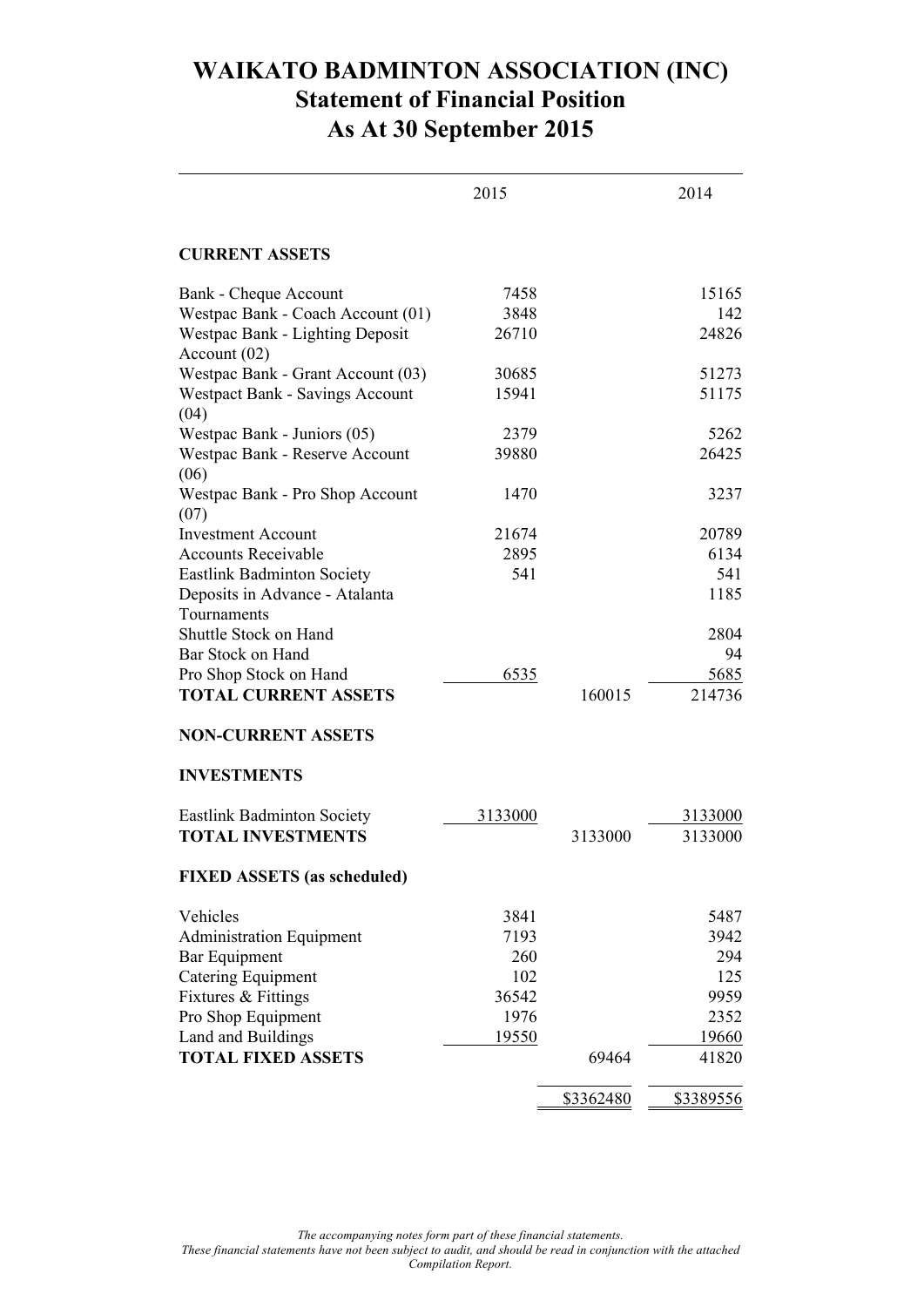# WAIKATO BADMINTON ASSOCIATION (INC)
## Statement of Financial Position
## As At 30 September 2015

| | 2015 | | 2014 |
|---|---|---|---|
| **CURRENT ASSETS** | | | |
| Bank - Cheque Account | 7458 | | 15165 |
| Westpac Bank - Coach Account (01) | 3848 | | 142 |
| Westpac Bank - Lighting Deposit Account (02) | 26710 | | 24826 |
| Westpac Bank - Grant Account (03) | 30685 | | 51273 |
| Westpact Bank - Savings Account (04) | 15941 | | 51175 |
| Westpac Bank - Juniors (05) | 2379 | | 5262 |
| Westpac Bank - Reserve Account (06) | 39880 | | 26425 |
| Westpac Bank - Pro Shop Account (07) | 1470 | | 3237 |
| Investment Account | 21674 | | 20789 |
| Accounts Receivable | 2895 | | 6134 |
| Eastlink Badminton Society | 541 | | 541 |
| Deposits in Advance - Atalanta Tournaments | | | 1185 |
| Shuttle Stock on Hand | | | 2804 |
| Bar Stock on Hand | | | 94 |
| Pro Shop Stock on Hand | 6535 | | 5685 |
| **TOTAL CURRENT ASSETS** | | 160015 | 214736 |
| **NON-CURRENT ASSETS** | | | |
| **INVESTMENTS** | | | |
| Eastlink Badminton Society | 3133000 | | 3133000 |
| **TOTAL INVESTMENTS** | | 3133000 | 3133000 |
| **FIXED ASSETS (as scheduled)** | | | |
| Vehicles | 3841 | | 5487 |
| Administration Equipment | 7193 | | 3942 |
| Bar Equipment | 260 | | 294 |
| Catering Equipment | 102 | | 125 |
| Fixtures & Fittings | 36542 | | 9959 |
| Pro Shop Equipment | 1976 | | 2352 |
| Land and Buildings | 19550 | | 19660 |
| **TOTAL FIXED ASSETS** | | 69464 | 41820 |
| | | \$3362480 | \$3389556 |

*The accompanying notes form part of these financial statements.*
*These financial statements have not been subject to audit, and should be read in conjunction with the attached Compilation Report.*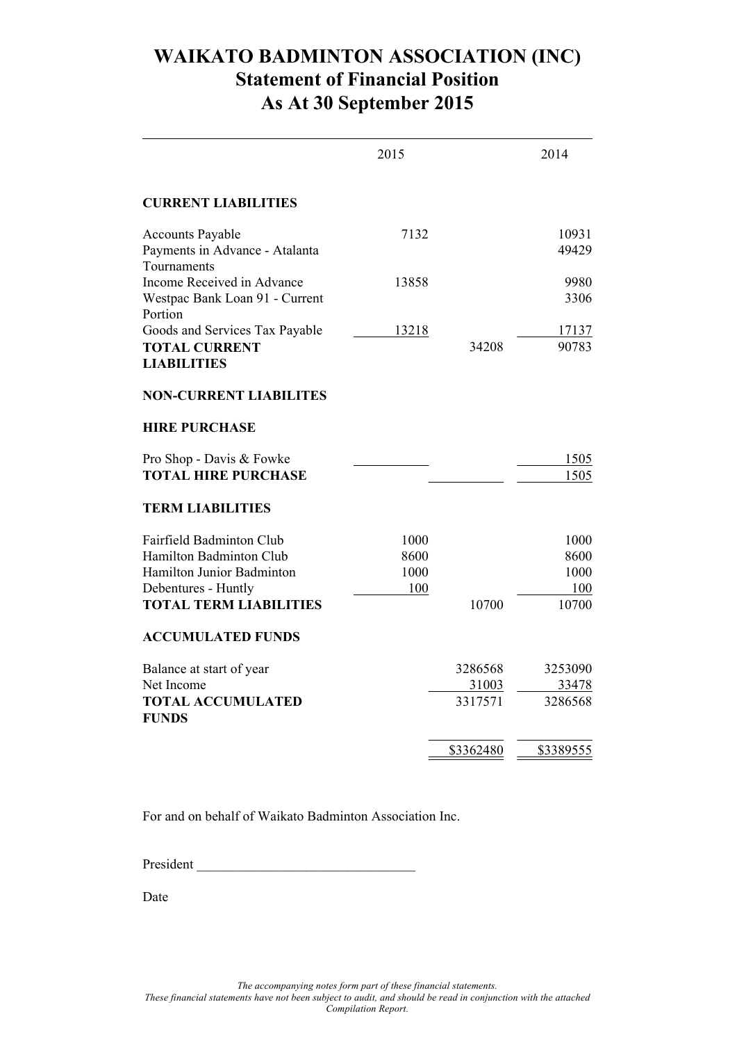# WAIKATO BADMINTON ASSOCIATION (INC)
## Statement of Financial Position
## As At 30 September 2015

| | 2015 | | 2014 |
|---|---|---|---|
| **CURRENT LIABILITIES** | | | |
| Accounts Payable | 7132 | | 10931 |
| Payments in Advance - Atalanta Tournaments | | | 49429 |
| Income Received in Advance | 13858 | | 9980 |
| Westpac Bank Loan 91 - Current Portion | | | 3306 |
| Goods and Services Tax Payable | 13218 | | 17137 |
| **TOTAL CURRENT LIABILITIES** | | 34208 | 90783 |
| **NON-CURRENT LIABILITES** | | | |
| **HIRE PURCHASE** | | | |
| Pro Shop - Davis & Fowke | | | 1505 |
| **TOTAL HIRE PURCHASE** | | | 1505 |
| **TERM LIABILITIES** | | | |
| Fairfield Badminton Club | 1000 | | 1000 |
| Hamilton Badminton Club | 8600 | | 8600 |
| Hamilton Junior Badminton | 1000 | | 1000 |
| Debentures - Huntly | 100 | | 100 |
| **TOTAL TERM LIABILITIES** | | 10700 | 10700 |
| **ACCUMULATED FUNDS** | | | |
| Balance at start of year | | 3286568 | 3253090 |
| Net Income | | 31003 | 33478 |
| **TOTAL ACCUMULATED FUNDS** | | 3317571 | 3286568 |
| | | $3362480 | $3389555 |

For and on behalf of Waikato Badminton Association Inc.

President _______________________________

Date

*The accompanying notes form part of these financial statements.*
*These financial statements have not been subject to audit, and should be read in conjunction with the attached Compilation Report.*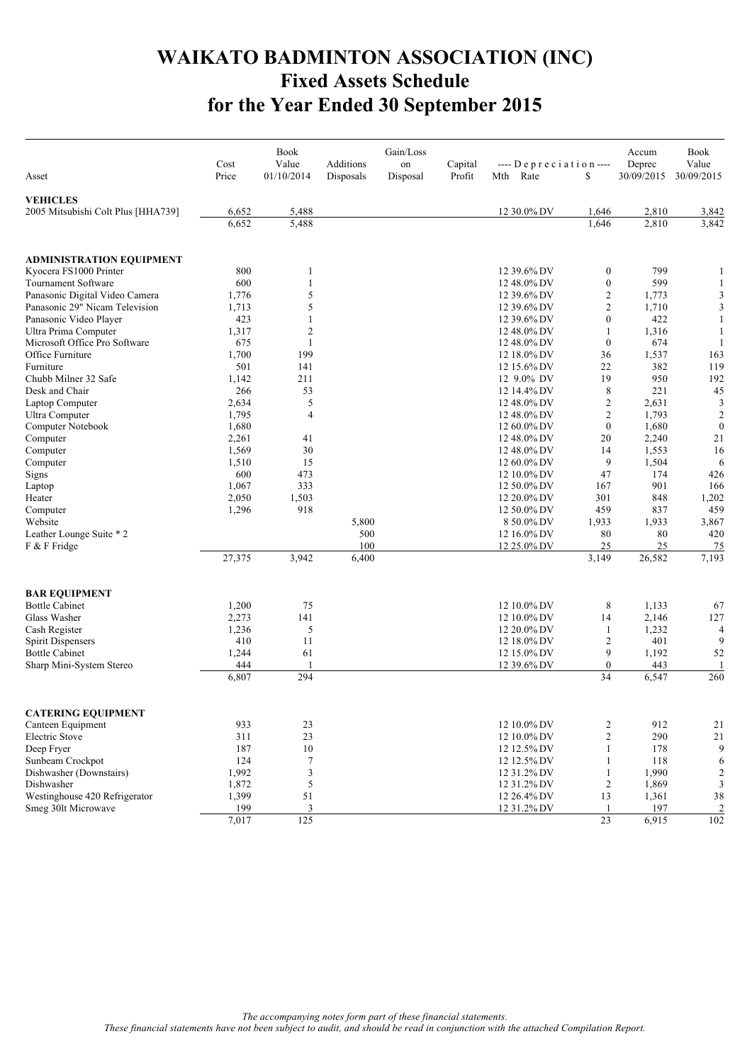# WAIKATO BADMINTON ASSOCIATION (INC)
## Fixed Assets Schedule
## for the Year Ended 30 September 2015

| Asset | Cost Price | Book Value 01/10/2014 | Additions Disposals | Gain/Loss on Disposal | Capital Profit | Mth | Rate | Depreciation $ | Accum Deprec 30/09/2015 | Book Value 30/09/2015 |
|---|---|---|---|---|---|---|---|---|---|---|
| **VEHICLES** | | | | | | | | | | |
| 2005 Mitsubishi Colt Plus [HHA739] | 6,652 | 5,488 | | | | 12 | 30.0% DV | 1,646 | 2,810 | 3,842 |
| | 6,652 | 5,488 | | | | | | 1,646 | 2,810 | 3,842 |
| **ADMINISTRATION EQUIPMENT** | | | | | | | | | | |
| Kyocera FS1000 Printer | 800 | 1 | | | | 12 | 39.6% DV | 0 | 799 | 1 |
| Tournament Software | 600 | 1 | | | | 12 | 48.0% DV | 0 | 599 | 1 |
| Panasonic Digital Video Camera | 1,776 | 5 | | | | 12 | 39.6% DV | 2 | 1,773 | 3 |
| Panasonic 29" Nicam Television | 1,713 | 5 | | | | 12 | 39.6% DV | 2 | 1,710 | 3 |
| Panasonic Video Player | 423 | 1 | | | | 12 | 39.6% DV | 0 | 422 | 1 |
| Ultra Prima Computer | 1,317 | 2 | | | | 12 | 48.0% DV | 1 | 1,316 | 1 |
| Microsoft Office Pro Software | 675 | 1 | | | | 12 | 48.0% DV | 0 | 674 | 1 |
| Office Furniture | 1,700 | 199 | | | | 12 | 18.0% DV | 36 | 1,537 | 163 |
| Furniture | 501 | 141 | | | | 12 | 15.6% DV | 22 | 382 | 119 |
| Chubb Milner 32 Safe | 1,142 | 211 | | | | 12 | 9.0% DV | 19 | 950 | 192 |
| Desk and Chair | 266 | 53 | | | | 12 | 14.4% DV | 8 | 221 | 45 |
| Laptop Computer | 2,634 | 5 | | | | 12 | 48.0% DV | 2 | 2,631 | 3 |
| Ultra Computer | 1,795 | 4 | | | | 12 | 48.0% DV | 2 | 1,793 | 2 |
| Computer Notebook | 1,680 | | | | | 12 | 60.0% DV | 0 | 1,680 | 0 |
| Computer | 2,261 | 41 | | | | 12 | 48.0% DV | 20 | 2,240 | 21 |
| Computer | 1,569 | 30 | | | | 12 | 48.0% DV | 14 | 1,553 | 16 |
| Computer | 1,510 | 15 | | | | 12 | 60.0% DV | 9 | 1,504 | 6 |
| Signs | 600 | 473 | | | | 12 | 10.0% DV | 47 | 174 | 426 |
| Laptop | 1,067 | 333 | | | | 12 | 50.0% DV | 167 | 901 | 166 |
| Heater | 2,050 | 1,503 | | | | 12 | 20.0% DV | 301 | 848 | 1,202 |
| Computer | 1,296 | 918 | | | | 12 | 50.0% DV | 459 | 837 | 459 |
| Website | | | 5,800 | | | 8 | 50.0% DV | 1,933 | 1,933 | 3,867 |
| Leather Lounge Suite * 2 | | | 500 | | | 12 | 16.0% DV | 80 | 80 | 420 |
| F & F Fridge | | | 100 | | | 12 | 25.0% DV | 25 | 25 | 75 |
| | 27,375 | 3,942 | 6,400 | | | | | 3,149 | 26,582 | 7,193 |
| **BAR EQUIPMENT** | | | | | | | | | | |
| Bottle Cabinet | 1,200 | 75 | | | | 12 | 10.0% DV | 8 | 1,133 | 67 |
| Glass Washer | 2,273 | 141 | | | | 12 | 10.0% DV | 14 | 2,146 | 127 |
| Cash Register | 1,236 | 5 | | | | 12 | 20.0% DV | 1 | 1,232 | 4 |
| Spirit Dispensers | 410 | 11 | | | | 12 | 18.0% DV | 2 | 401 | 9 |
| Bottle Cabinet | 1,244 | 61 | | | | 12 | 15.0% DV | 9 | 1,192 | 52 |
| Sharp Mini-System Stereo | 444 | 1 | | | | 12 | 39.6% DV | 0 | 443 | 1 |
| | 6,807 | 294 | | | | | | 34 | 6,547 | 260 |
| **CATERING EQUIPMENT** | | | | | | | | | | |
| Canteen Equipment | 933 | 23 | | | | 12 | 10.0% DV | 2 | 912 | 21 |
| Electric Stove | 311 | 23 | | | | 12 | 10.0% DV | 2 | 290 | 21 |
| Deep Fryer | 187 | 10 | | | | 12 | 12.5% DV | 1 | 178 | 9 |
| Sunbeam Crockpot | 124 | 7 | | | | 12 | 12.5% DV | 1 | 118 | 6 |
| Dishwasher (Downstairs) | 1,992 | 3 | | | | 12 | 31.2% DV | 1 | 1,990 | 2 |
| Dishwasher | 1,872 | 5 | | | | 12 | 31.2% DV | 2 | 1,869 | 3 |
| Westinghouse 420 Refrigerator | 1,399 | 51 | | | | 12 | 26.4% DV | 13 | 1,361 | 38 |
| Smeg 30lt Microwave | 199 | 3 | | | | 12 | 31.2% DV | 1 | 197 | 2 |
| | 7,017 | 125 | | | | | | 23 | 6,915 | 102 |

*The accompanying notes form part of these financial statements.*
*These financial statements have not been subject to audit, and should be read in conjunction with the attached Compilation Report.*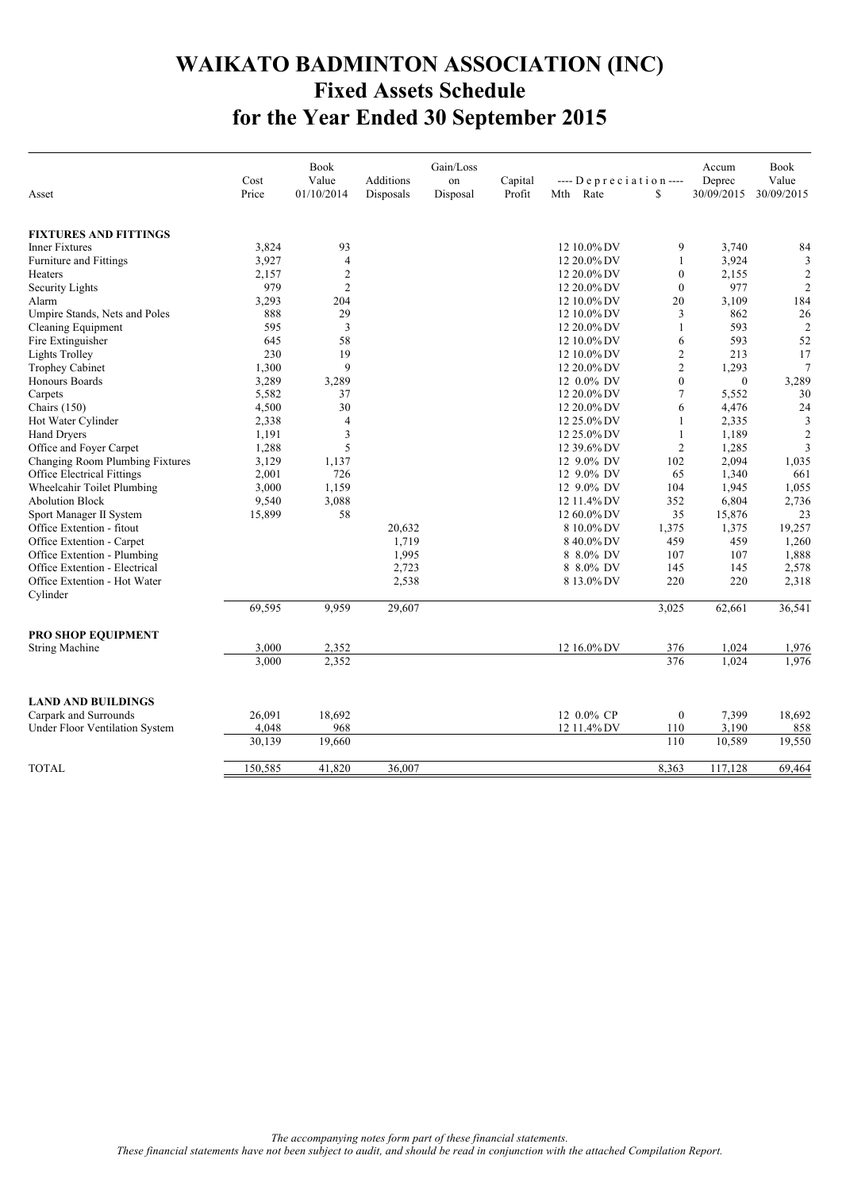# WAIKATO BADMINTON ASSOCIATION (INC)
# Fixed Assets Schedule
# for the Year Ended 30 September 2015

| Asset | Cost Price | Book Value 01/10/2014 | Additions Disposals | Gain/Loss on Disposal | Capital Profit | Mth | Rate | Depreciation $ | Accum Deprec 30/09/2015 | Book Value 30/09/2015 |
|---|---|---|---|---|---|---|---|---|---|---|
| **FIXTURES AND FITTINGS** | | | | | | | | | | |
| Inner Fixtures | 3,824 | 93 | | | | 12 | 10.0% DV | 9 | 3,740 | 84 |
| Furniture and Fittings | 3,927 | 4 | | | | 12 | 20.0% DV | 1 | 3,924 | 3 |
| Heaters | 2,157 | 2 | | | | 12 | 20.0% DV | 0 | 2,155 | 2 |
| Security Lights | 979 | 2 | | | | 12 | 20.0% DV | 0 | 977 | 2 |
| Alarm | 3,293 | 204 | | | | 12 | 10.0% DV | 20 | 3,109 | 184 |
| Umpire Stands, Nets and Poles | 888 | 29 | | | | 12 | 10.0% DV | 3 | 862 | 26 |
| Cleaning Equipment | 595 | 3 | | | | 12 | 20.0% DV | 1 | 593 | 2 |
| Fire Extinguisher | 645 | 58 | | | | 12 | 10.0% DV | 6 | 593 | 52 |
| Lights Trolley | 230 | 19 | | | | 12 | 10.0% DV | 2 | 213 | 17 |
| Trophey Cabinet | 1,300 | 9 | | | | 12 | 20.0% DV | 2 | 1,293 | 7 |
| Honours Boards | 3,289 | 3,289 | | | | 12 | 0.0% DV | 0 | 0 | 3,289 |
| Carpets | 5,582 | 37 | | | | 12 | 20.0% DV | 7 | 5,552 | 30 |
| Chairs (150) | 4,500 | 30 | | | | 12 | 20.0% DV | 6 | 4,476 | 24 |
| Hot Water Cylinder | 2,338 | 4 | | | | 12 | 25.0% DV | 1 | 2,335 | 3 |
| Hand Dryers | 1,191 | 3 | | | | 12 | 25.0% DV | 1 | 1,189 | 2 |
| Office and Foyer Carpet | 1,288 | 5 | | | | 12 | 39.6% DV | 2 | 1,285 | 3 |
| Changing Room Plumbing Fixtures | 3,129 | 1,137 | | | | 12 | 9.0% DV | 102 | 2,094 | 1,035 |
| Office Electrical Fittings | 2,001 | 726 | | | | 12 | 9.0% DV | 65 | 1,340 | 661 |
| Wheelcahir Toilet Plumbing | 3,000 | 1,159 | | | | 12 | 9.0% DV | 104 | 1,945 | 1,055 |
| Abolution Block | 9,540 | 3,088 | | | | 12 | 11.4% DV | 352 | 6,804 | 2,736 |
| Sport Manager II System | 15,899 | 58 | | | | 12 | 60.0% DV | 35 | 15,876 | 23 |
| Office Extention - fitout | | | 20,632 | | | 8 | 10.0% DV | 1,375 | 1,375 | 19,257 |
| Office Extention - Carpet | | | 1,719 | | | 8 | 40.0% DV | 459 | 459 | 1,260 |
| Office Extention - Plumbing | | | 1,995 | | | 8 | 8.0% DV | 107 | 107 | 1,888 |
| Office Extention - Electrical | | | 2,723 | | | 8 | 8.0% DV | 145 | 145 | 2,578 |
| Office Extention - Hot Water Cylinder | | | 2,538 | | | 8 | 13.0% DV | 220 | 220 | 2,318 |
| | 69,595 | 9,959 | 29,607 | | | | | 3,025 | 62,661 | 36,541 |
| **PRO SHOP EQUIPMENT** | | | | | | | | | | |
| String Machine | 3,000 | 2,352 | | | | 12 | 16.0% DV | 376 | 1,024 | 1,976 |
| | 3,000 | 2,352 | | | | | | 376 | 1,024 | 1,976 |
| **LAND AND BUILDINGS** | | | | | | | | | | |
| Carpark and Surrounds | 26,091 | 18,692 | | | | 12 | 0.0% CP | 0 | 7,399 | 18,692 |
| Under Floor Ventilation System | 4,048 | 968 | | | | 12 | 11.4% DV | 110 | 3,190 | 858 |
| | 30,139 | 19,660 | | | | | | 110 | 10,589 | 19,550 |
| TOTAL | 150,585 | 41,820 | 36,007 | | | | | 8,363 | 117,128 | 69,464 |

*The accompanying notes form part of these financial statements.*
*These financial statements have not been subject to audit, and should be read in conjunction with the attached Compilation Report.*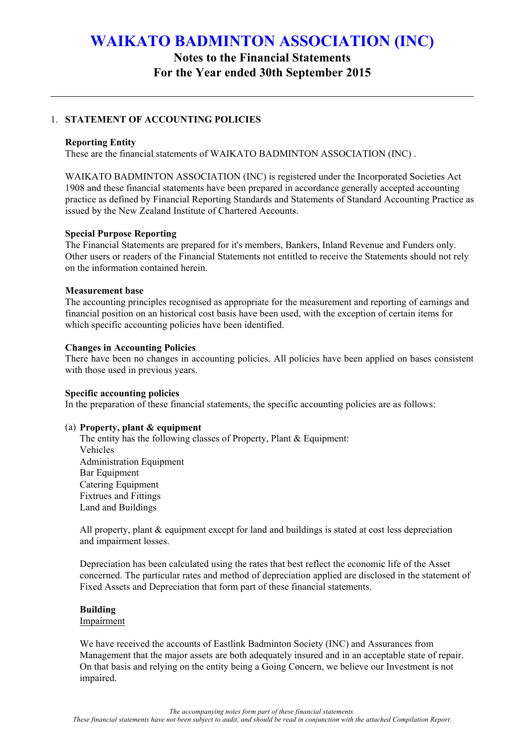# WAIKATO BADMINTON ASSOCIATION (INC)

## Notes to the Financial Statements
## For the Year ended 30th September 2015

---

1. **STATEMENT OF ACCOUNTING POLICIES**

**Reporting Entity**
These are the financial statements of WAIKATO BADMINTON ASSOCIATION (INC) .

WAIKATO BADMINTON ASSOCIATION (INC) is registered under the Incorporated Societies Act 1908 and these financial statements have been prepared in accordance generally accepted accounting practice as defined by Financial Reporting Standards and Statements of Standard Accounting Practice as issued by the New Zealand Institute of Chartered Accounts.

**Special Purpose Reporting**
The Financial Statements are prepared for it's members, Bankers, Inland Revenue and Funders only. Other users or readers of the Financial Statements not entitled to receive the Statements should not rely on the information contained herein.

**Measurement base**
The accounting principles recognised as appropriate for the measurement and reporting of earnings and financial position on an historical cost basis have been used, with the exception of certain items for which specific accounting policies have been identified.

**Changes in Accounting Policies**
There have been no changes in accounting policies. All policies have been applied on bases consistent with those used in previous years.

**Specific accounting policies**
In the preparation of these financial statements, the specific accounting policies are as follows:

(a) **Property, plant & equipment**
The entity has the following classes of Property, Plant & Equipment:
Vehicles
Administration Equipment
Bar Equipment
Catering Equipment
Fixtrues and Fittings
Land and Buildings

All property, plant & equipment except for land and buildings is stated at cost less depreciation and impairment losses.

Depreciation has been calculated using the rates that best reflect the economic life of the Asset concerned. The particular rates and method of depreciation applied are disclosed in the statement of Fixed Assets and Depreciation that form part of these financial statements.

**Building**
Impairment

We have received the accounts of Eastlink Badminton Society (INC) and Assurances from Management that the major assets are both adequately insured and in an acceptable state of repair. On that basis and relying on the entity being a Going Concern, we believe our Investment is not impaired.

*The accompanying notes form part of these financial statements.*
*These financial statements have not been subject to audit, and should be read in conjunction with the attached Compilation Report.*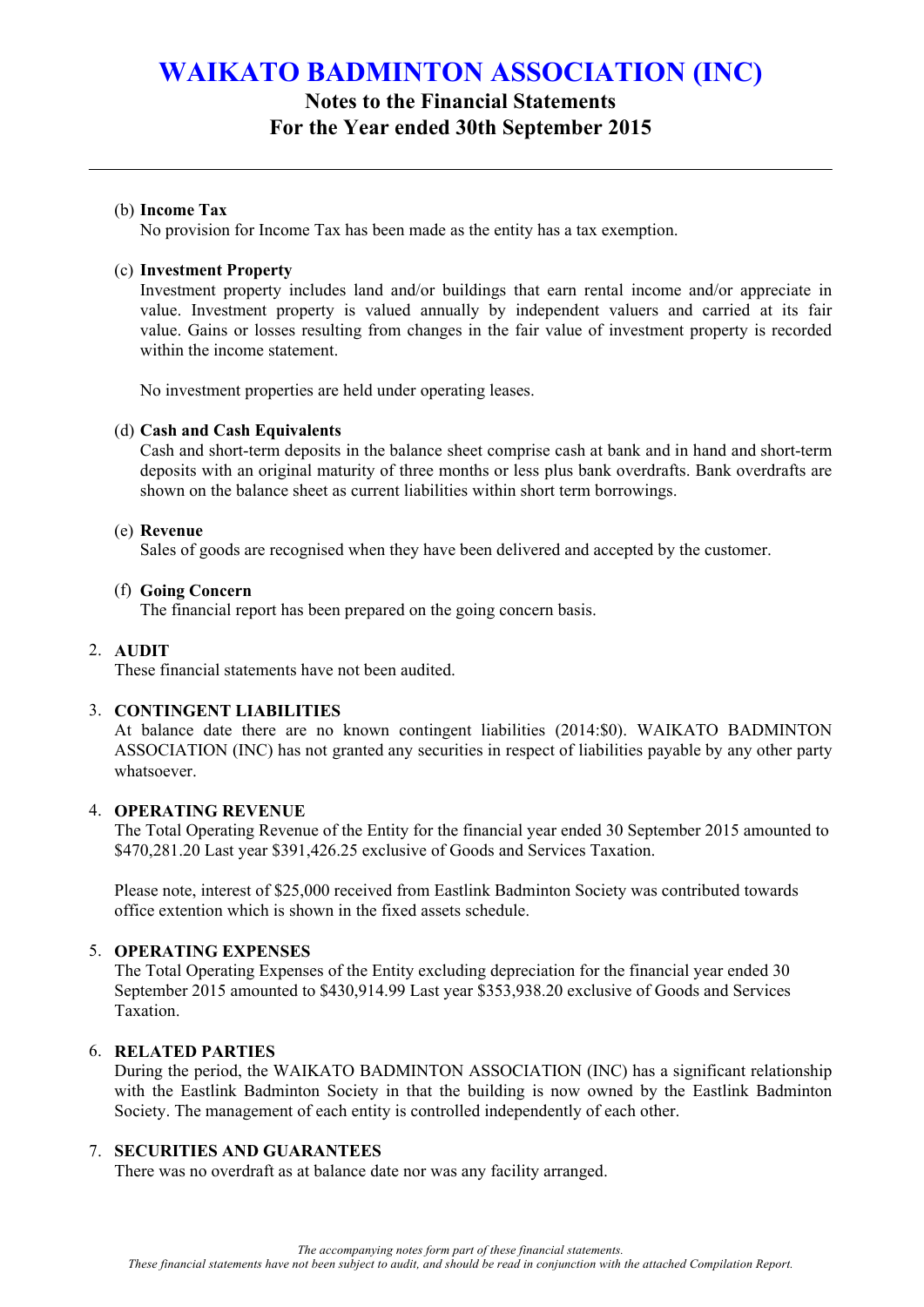# WAIKATO BADMINTON ASSOCIATION (INC)

## Notes to the Financial Statements
## For the Year ended 30th September 2015

(b) **Income Tax**
No provision for Income Tax has been made as the entity has a tax exemption.

(c) **Investment Property**
Investment property includes land and/or buildings that earn rental income and/or appreciate in value. Investment property is valued annually by independent valuers and carried at its fair value. Gains or losses resulting from changes in the fair value of investment property is recorded within the income statement.

No investment properties are held under operating leases.

(d) **Cash and Cash Equivalents**
Cash and short-term deposits in the balance sheet comprise cash at bank and in hand and short-term deposits with an original maturity of three months or less plus bank overdrafts. Bank overdrafts are shown on the balance sheet as current liabilities within short term borrowings.

(e) **Revenue**
Sales of goods are recognised when they have been delivered and accepted by the customer.

(f) **Going Concern**
The financial report has been prepared on the going concern basis.

2. **AUDIT**
These financial statements have not been audited.

3. **CONTINGENT LIABILITIES**
At balance date there are no known contingent liabilities (2014:$0). WAIKATO BADMINTON ASSOCIATION (INC) has not granted any securities in respect of liabilities payable by any other party whatsoever.

4. **OPERATING REVENUE**
The Total Operating Revenue of the Entity for the financial year ended 30 September 2015 amounted to $470,281.20 Last year $391,426.25 exclusive of Goods and Services Taxation.

Please note, interest of $25,000 received from Eastlink Badminton Society was contributed towards office extention which is shown in the fixed assets schedule.

5. **OPERATING EXPENSES**
The Total Operating Expenses of the Entity excluding depreciation for the financial year ended 30 September 2015 amounted to $430,914.99 Last year $353,938.20 exclusive of Goods and Services Taxation.

6. **RELATED PARTIES**
During the period, the WAIKATO BADMINTON ASSOCIATION (INC) has a significant relationship with the Eastlink Badminton Society in that the building is now owned by the Eastlink Badminton Society. The management of each entity is controlled independently of each other.

7. **SECURITIES AND GUARANTEES**
There was no overdraft as at balance date nor was any facility arranged.

*The accompanying notes form part of these financial statements.*
*These financial statements have not been subject to audit, and should be read in conjunction with the attached Compilation Report.*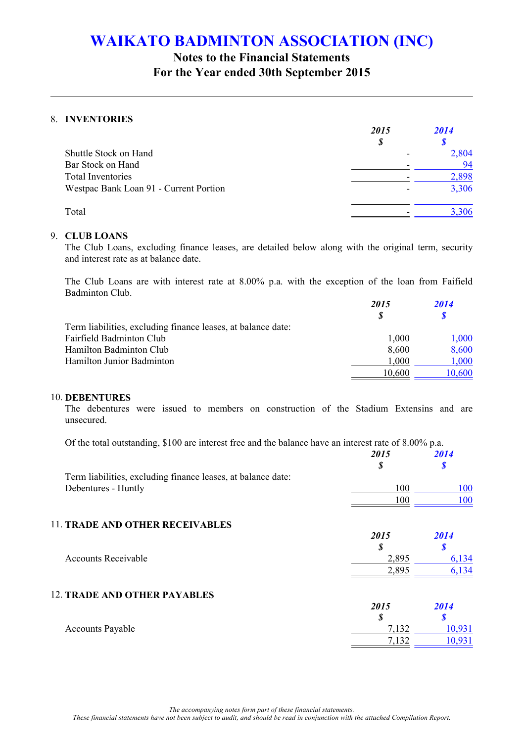# WAIKATO BADMINTON ASSOCIATION (INC)

## Notes to the Financial Statements
## For the Year ended 30th September 2015

### 8. INVENTORIES

| | 2015 $ | 2014 $ |
|---|---|---|
| Shuttle Stock on Hand | - | 2,804 |
| Bar Stock on Hand | - | 94 |
| Total Inventories | - | 2,898 |
| Westpac Bank Loan 91 - Current Portion | - | 3,306 |
| Total | - | 3,306 |

### 9. CLUB LOANS

The Club Loans, excluding finance leases, are detailed below along with the original term, security and interest rate as at balance date.

The Club Loans are with interest rate at 8.00% p.a. with the exception of the loan from Faifield Badminton Club.

| | 2015 $ | 2014 $ |
|---|---|---|
| Term liabilities, excluding finance leases, at balance date: | | |
| Fairfield Badminton Club | 1,000 | 1,000 |
| Hamilton Badminton Club | 8,600 | 8,600 |
| Hamilton Junior Badminton | 1,000 | 1,000 |
| | 10,600 | 10,600 |

### 10. DEBENTURES

The debentures were issued to members on construction of the Stadium Extensins and are unsecured.

Of the total outstanding, $100 are interest free and the balance have an interest rate of 8.00% p.a.

| | 2015 $ | 2014 $ |
|---|---|---|
| Term liabilities, excluding finance leases, at balance date: | | |
| Debentures - Huntly | 100 | 100 |
| | 100 | 100 |

### 11. TRADE AND OTHER RECEIVABLES

| | 2015 $ | 2014 $ |
|---|---|---|
| Accounts Receivable | 2,895 | 6,134 |
| | 2,895 | 6,134 |

### 12. TRADE AND OTHER PAYABLES

| | 2015 $ | 2014 $ |
|---|---|---|
| Accounts Payable | 7,132 | 10,931 |
| | 7,132 | 10,931 |

*The accompanying notes form part of these financial statements.*
*These financial statements have not been subject to audit, and should be read in conjunction with the attached Compilation Report.*